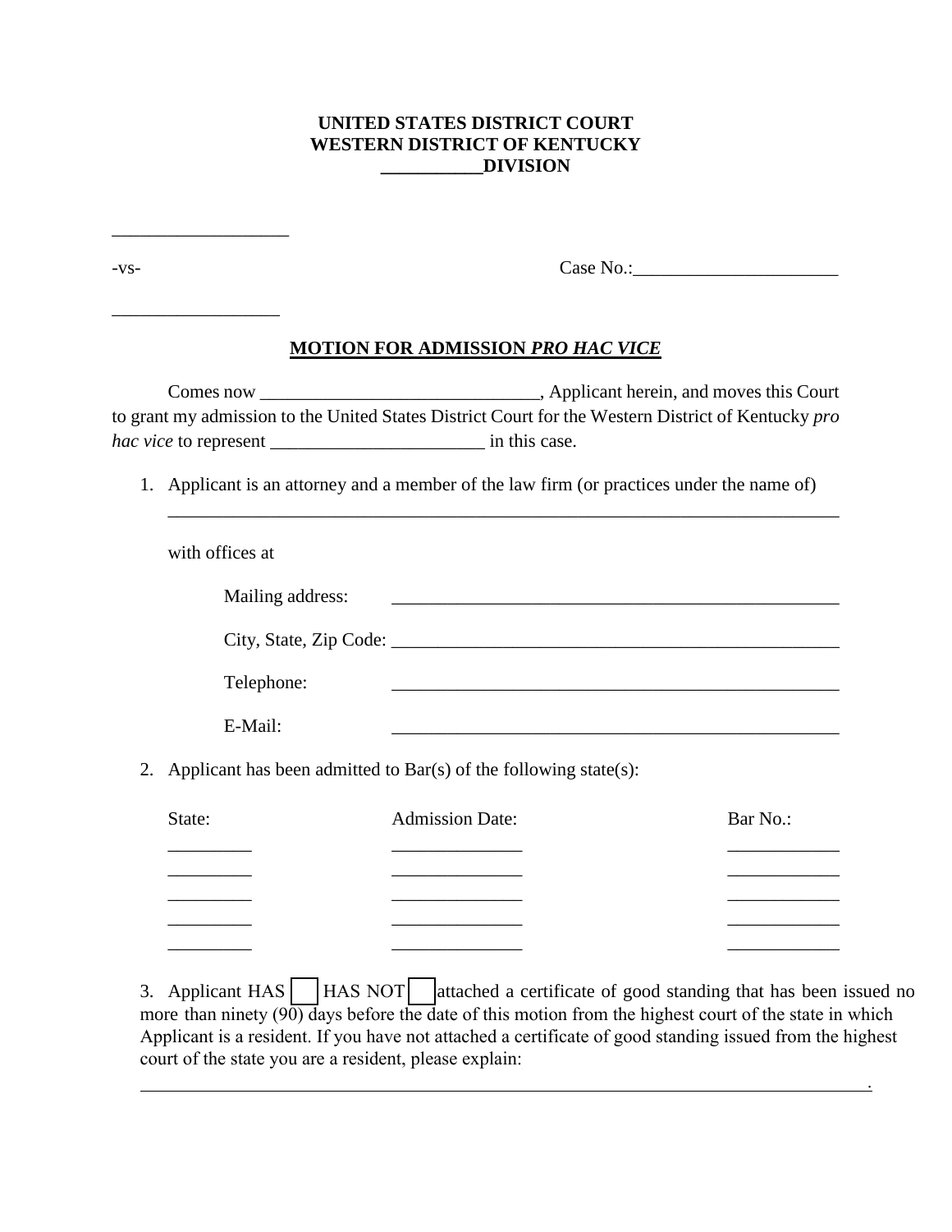**UNITED STATES DISTRICT COURT**
**WESTERN DISTRICT OF KENTUCKY**
**\_\_\_\_\_\_\_\_\_\_\_DIVISION**

\_\_\_\_\_\_\_\_\_\_\_\_\_\_\_\_\_\_\_

-vs- Case No.:\_\_\_\_\_\_\_\_\_\_\_\_\_\_\_\_\_\_\_\_\_\_

\_\_\_\_\_\_\_\_\_\_\_\_\_\_\_\_\_\_

**MOTION FOR ADMISSION *PRO HAC VICE***

Comes now \_\_\_\_\_\_\_\_\_\_\_\_\_\_\_\_\_\_\_\_\_\_\_\_\_\_\_\_\_\_, Applicant herein, and moves this Court to grant my admission to the United States District Court for the Western District of Kentucky *pro hac vice* to represent \_\_\_\_\_\_\_\_\_\_\_\_\_\_\_\_\_\_\_\_\_\_\_ in this case.

1. Applicant is an attorney and a member of the law firm (or practices under the name of)
   \_\_\_\_\_\_\_\_\_\_\_\_\_\_\_\_\_\_\_\_\_\_\_\_\_\_\_\_\_\_\_\_\_\_\_\_\_\_\_\_\_\_\_\_\_\_\_\_\_\_\_\_\_\_\_\_\_\_\_\_\_\_\_\_\_\_\_\_\_\_\_\_\_

   with offices at

   Mailing address: \_\_\_\_\_\_\_\_\_\_\_\_\_\_\_\_\_\_\_\_\_\_\_\_\_\_\_\_\_\_\_\_\_\_\_\_\_\_\_\_\_\_\_\_\_\_\_\_\_\_\_

   City, State, Zip Code: \_\_\_\_\_\_\_\_\_\_\_\_\_\_\_\_\_\_\_\_\_\_\_\_\_\_\_\_\_\_\_\_\_\_\_\_\_\_\_\_\_\_\_\_\_\_\_\_\_\_\_

   Telephone: \_\_\_\_\_\_\_\_\_\_\_\_\_\_\_\_\_\_\_\_\_\_\_\_\_\_\_\_\_\_\_\_\_\_\_\_\_\_\_\_\_\_\_\_\_\_\_\_\_\_\_

   E-Mail: \_\_\_\_\_\_\_\_\_\_\_\_\_\_\_\_\_\_\_\_\_\_\_\_\_\_\_\_\_\_\_\_\_\_\_\_\_\_\_\_\_\_\_\_\_\_\_\_\_\_\_

2. Applicant has been admitted to Bar(s) of the following state(s):

| State: | Admission Date: | Bar No.: |
|---|---|---|
| \_\_\_\_\_\_\_\_\_ | \_\_\_\_\_\_\_\_\_\_\_\_\_\_ | \_\_\_\_\_\_\_\_\_\_\_\_ |
| \_\_\_\_\_\_\_\_\_ | \_\_\_\_\_\_\_\_\_\_\_\_\_\_ | \_\_\_\_\_\_\_\_\_\_\_\_ |
| \_\_\_\_\_\_\_\_\_ | \_\_\_\_\_\_\_\_\_\_\_\_\_\_ | \_\_\_\_\_\_\_\_\_\_\_\_ |
| \_\_\_\_\_\_\_\_\_ | \_\_\_\_\_\_\_\_\_\_\_\_\_\_ | \_\_\_\_\_\_\_\_\_\_\_\_ |
| \_\_\_\_\_\_\_\_\_ | \_\_\_\_\_\_\_\_\_\_\_\_\_\_ | \_\_\_\_\_\_\_\_\_\_\_\_ |

3. Applicant HAS ☐ HAS NOT ☐ attached a certificate of good standing that has been issued no more than ninety (90) days before the date of this motion from the highest court of the state in which Applicant is a resident. If you have not attached a certificate of good standing issued from the highest court of the state you are a resident, please explain:
   \_\_\_\_\_\_\_\_\_\_\_\_\_\_\_\_\_\_\_\_\_\_\_\_\_\_\_\_\_\_\_\_\_\_\_\_\_\_\_\_\_\_\_\_\_\_\_\_\_\_\_\_\_\_\_\_\_\_\_\_\_\_\_\_\_\_\_\_\_\_\_\_\_\_\_.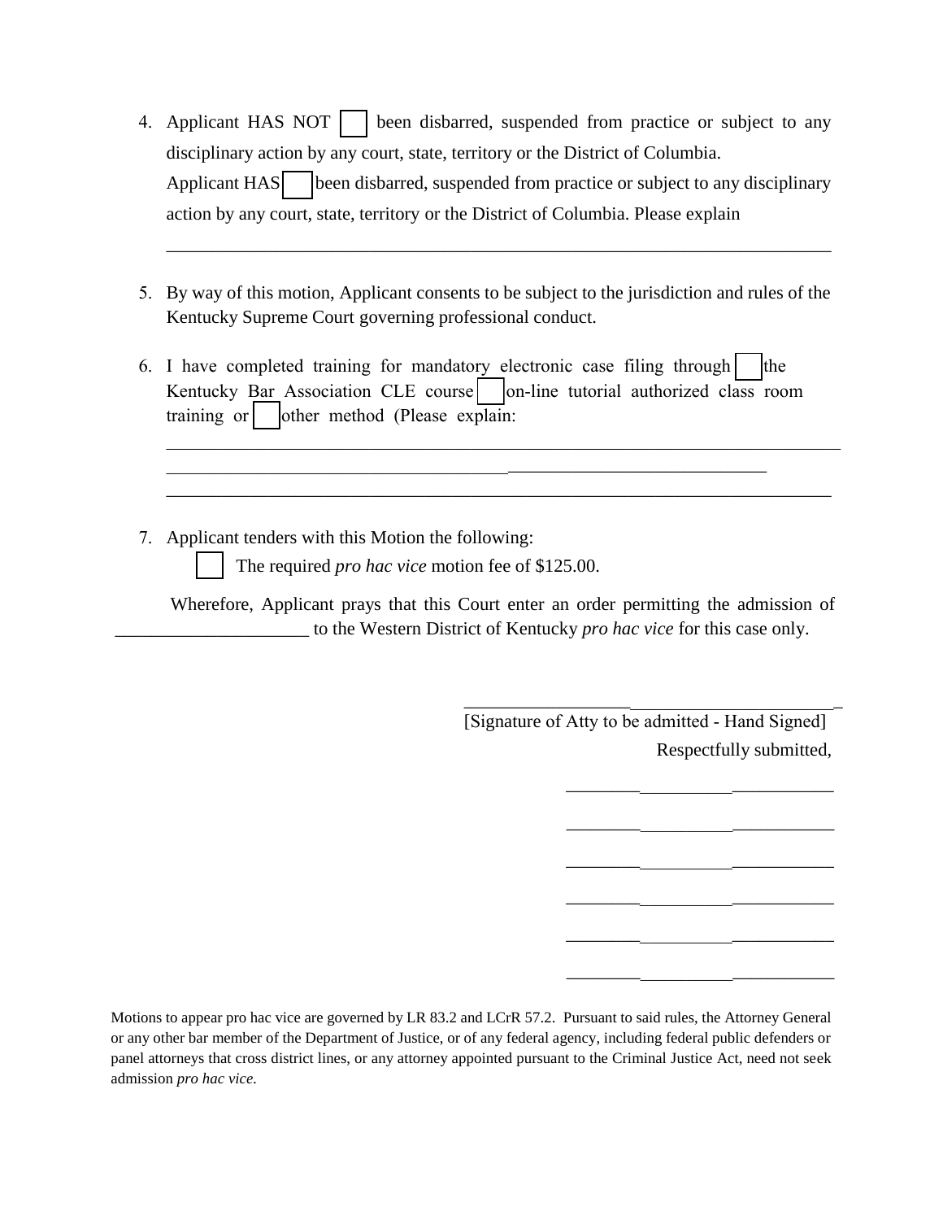4. Applicant HAS NOT ☐ been disbarred, suspended from practice or subject to any disciplinary action by any court, state, territory or the District of Columbia.
   Applicant HAS ☐ been disbarred, suspended from practice or subject to any disciplinary action by any court, state, territory or the District of Columbia. Please explain

   ___________________________________________________________________________

5. By way of this motion, Applicant consents to be subject to the jurisdiction and rules of the Kentucky Supreme Court governing professional conduct.

6. I have completed training for mandatory electronic case filing through ☐ the Kentucky Bar Association CLE course ☐ on-line tutorial authorized class room training or ☐ other method (Please explain:

   ___________________________________________________________________________
   ___________________________________________________________________________
   ___________________________________________________________________________

7. Applicant tenders with this Motion the following:
   ☐ The required *pro hac vice* motion fee of $125.00.

Wherefore, Applicant prays that this Court enter an order permitting the admission of _____________________ to the Western District of Kentucky *pro hac vice* for this case only.

_________________________________________
[Signature of Atty to be admitted - Hand Signed]

Respectfully submitted,

_____________________________

_____________________________

_____________________________

_____________________________

_____________________________

_____________________________

Motions to appear pro hac vice are governed by LR 83.2 and LCrR 57.2. Pursuant to said rules, the Attorney General or any other bar member of the Department of Justice, or of any federal agency, including federal public defenders or panel attorneys that cross district lines, or any attorney appointed pursuant to the Criminal Justice Act, need not seek admission *pro hac vice.*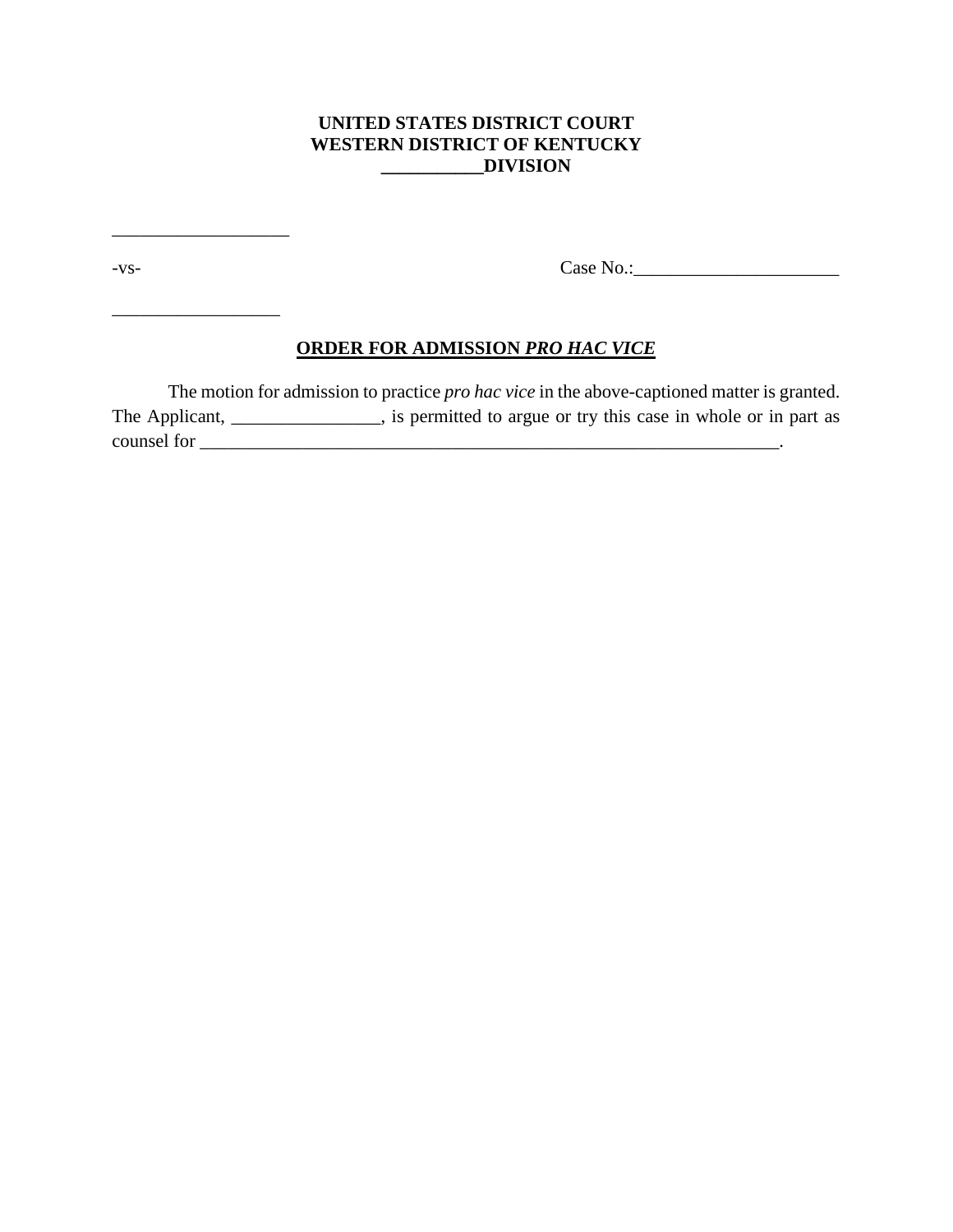**UNITED STATES DISTRICT COURT**
**WESTERN DISTRICT OF KENTUCKY**
**___________DIVISION**

___________________

-vs- Case No.:______________________

__________________

**ORDER FOR ADMISSION *PRO HAC VICE***

The motion for admission to practice *pro hac vice* in the above-captioned matter is granted. The Applicant, ________________, is permitted to argue or try this case in whole or in part as counsel for _______________________________________________________________.